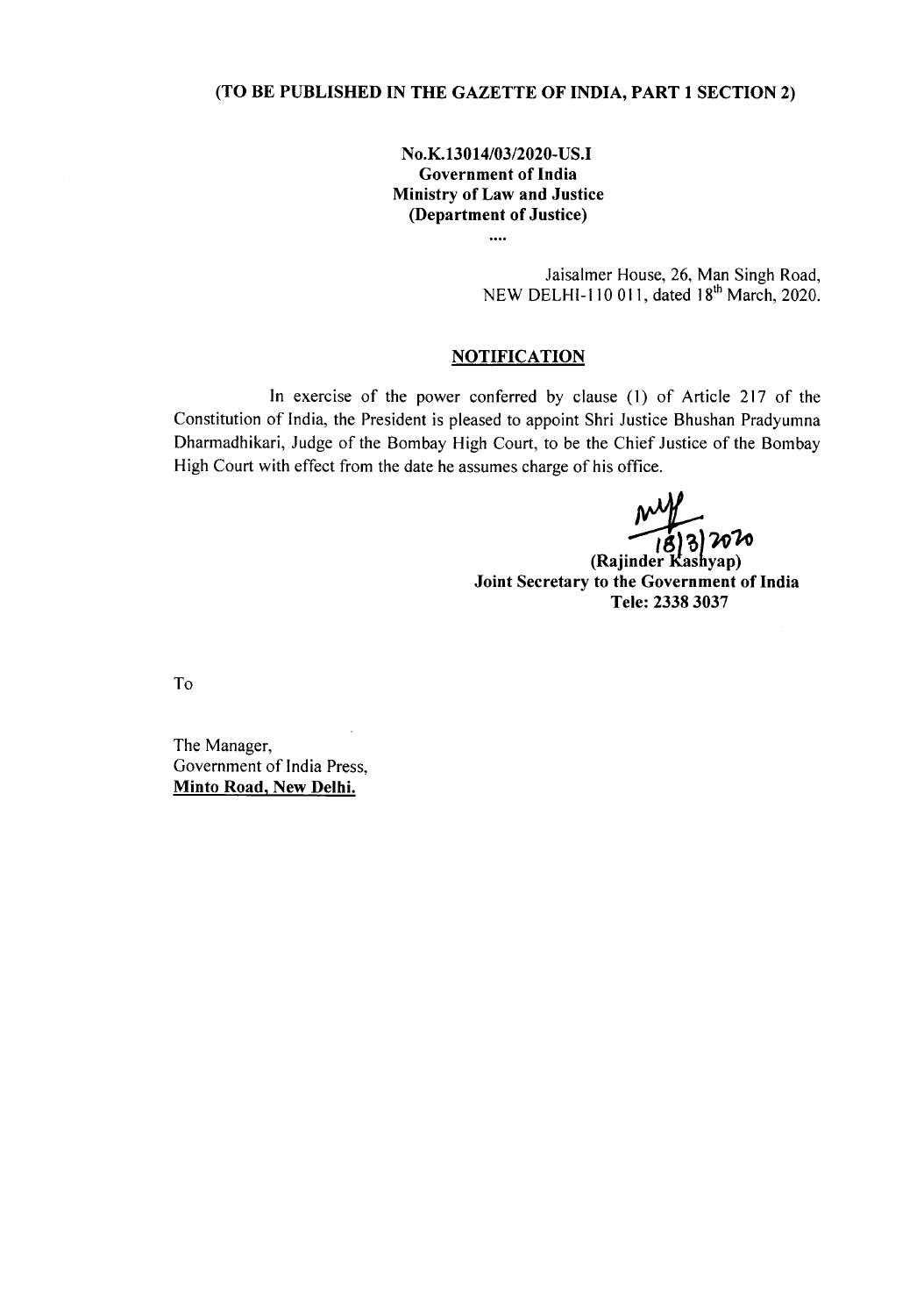**(TO BE PUBLISHED IN THE GAZETTE OF INDIA, PART 1 SECTION 2)**

**No.K.13014/03/2020-US.I**
**Government of India**
**Ministry of Law and Justice**
**(Department of Justice)**

....

Jaisalmer House, 26, Man Singh Road,
NEW DELHI-110 011, dated 18th March, 2020.

## NOTIFICATION

In exercise of the power conferred by clause (1) of Article 217 of the Constitution of India, the President is pleased to appoint Shri Justice Bhushan Pradyumna Dharmadhikari, Judge of the Bombay High Court, to be the Chief Justice of the Bombay High Court with effect from the date he assumes charge of his office.

18/3/2020

**(Rajinder Kashyap)**
**Joint Secretary to the Government of India**
**Tele: 2338 3037**

To

The Manager,
Government of India Press,
**Minto Road, New Delhi.**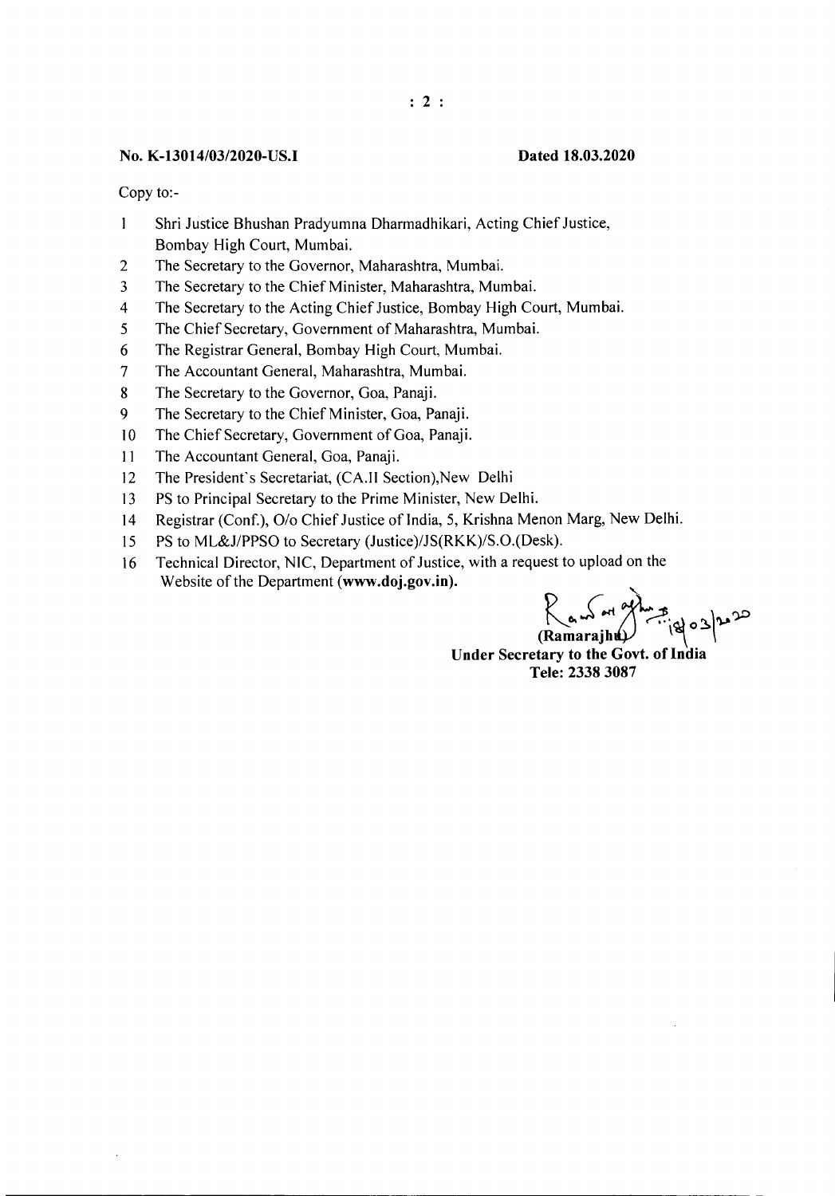**No. K-13014/03/2020-US.I** **Dated 18.03.2020**

Copy to:-

1. Shri Justice Bhushan Pradyumna Dharmadhikari, Acting Chief Justice, Bombay High Court, Mumbai.
2. The Secretary to the Governor, Maharashtra, Mumbai.
3. The Secretary to the Chief Minister, Maharashtra, Mumbai.
4. The Secretary to the Acting Chief Justice, Bombay High Court, Mumbai.
5. The Chief Secretary, Government of Maharashtra, Mumbai.
6. The Registrar General, Bombay High Court, Mumbai.
7. The Accountant General, Maharashtra, Mumbai.
8. The Secretary to the Governor, Goa, Panaji.
9. The Secretary to the Chief Minister, Goa, Panaji.
10. The Chief Secretary, Government of Goa, Panaji.
11. The Accountant General, Goa, Panaji.
12. The President's Secretariat, (CA.II Section),New Delhi
13. PS to Principal Secretary to the Prime Minister, New Delhi.
14. Registrar (Conf.), O/o Chief Justice of India, 5, Krishna Menon Marg, New Delhi.
15. PS to ML&J/PPSO to Secretary (Justice)/JS(RKK)/S.O.(Desk).
16. Technical Director, NIC, Department of Justice, with a request to upload on the Website of the Department (**www.doj.gov.in**).

18/03/2020

**(Ramarajhu)**
**Under Secretary to the Govt. of India**
**Tele: 2338 3087**